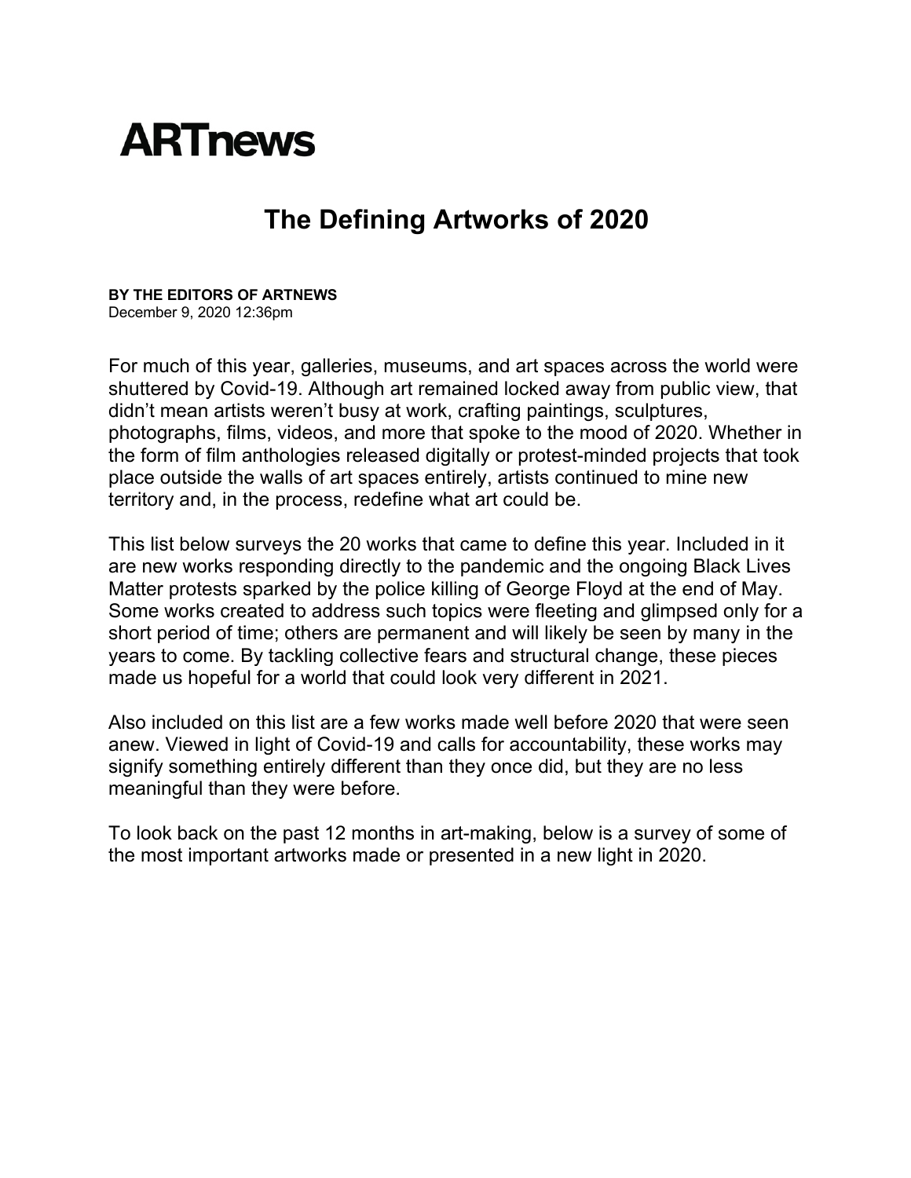# ARTnews

## The Defining Artworks of 2020

**BY THE EDITORS OF ARTNEWS**
December 9, 2020 12:36pm

For much of this year, galleries, museums, and art spaces across the world were shuttered by Covid-19. Although art remained locked away from public view, that didn't mean artists weren't busy at work, crafting paintings, sculptures, photographs, films, videos, and more that spoke to the mood of 2020. Whether in the form of film anthologies released digitally or protest-minded projects that took place outside the walls of art spaces entirely, artists continued to mine new territory and, in the process, redefine what art could be.

This list below surveys the 20 works that came to define this year. Included in it are new works responding directly to the pandemic and the ongoing Black Lives Matter protests sparked by the police killing of George Floyd at the end of May. Some works created to address such topics were fleeting and glimpsed only for a short period of time; others are permanent and will likely be seen by many in the years to come. By tackling collective fears and structural change, these pieces made us hopeful for a world that could look very different in 2021.

Also included on this list are a few works made well before 2020 that were seen anew. Viewed in light of Covid-19 and calls for accountability, these works may signify something entirely different than they once did, but they are no less meaningful than they were before.

To look back on the past 12 months in art-making, below is a survey of some of the most important artworks made or presented in a new light in 2020.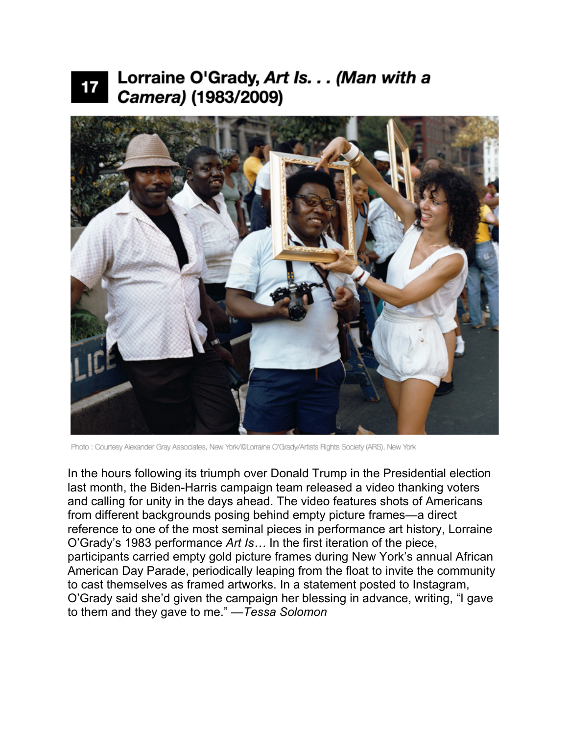## 17 Lorraine O'Grady, *Art Is. . . (Man with a Camera)* (1983/2009)

Photo : Courtesy Alexander Gray Associates, New York/©Lorraine O'Grady/Artists Rights Society (ARS), New York

In the hours following its triumph over Donald Trump in the Presidential election last month, the Biden-Harris campaign team released a video thanking voters and calling for unity in the days ahead. The video features shots of Americans from different backgrounds posing behind empty picture frames—a direct reference to one of the most seminal pieces in performance art history, Lorraine O'Grady's 1983 performance *Art Is…* In the first iteration of the piece, participants carried empty gold picture frames during New York's annual African American Day Parade, periodically leaping from the float to invite the community to cast themselves as framed artworks. In a statement posted to Instagram, O'Grady said she'd given the campaign her blessing in advance, writing, "I gave to them and they gave to me." —*Tessa Solomon*